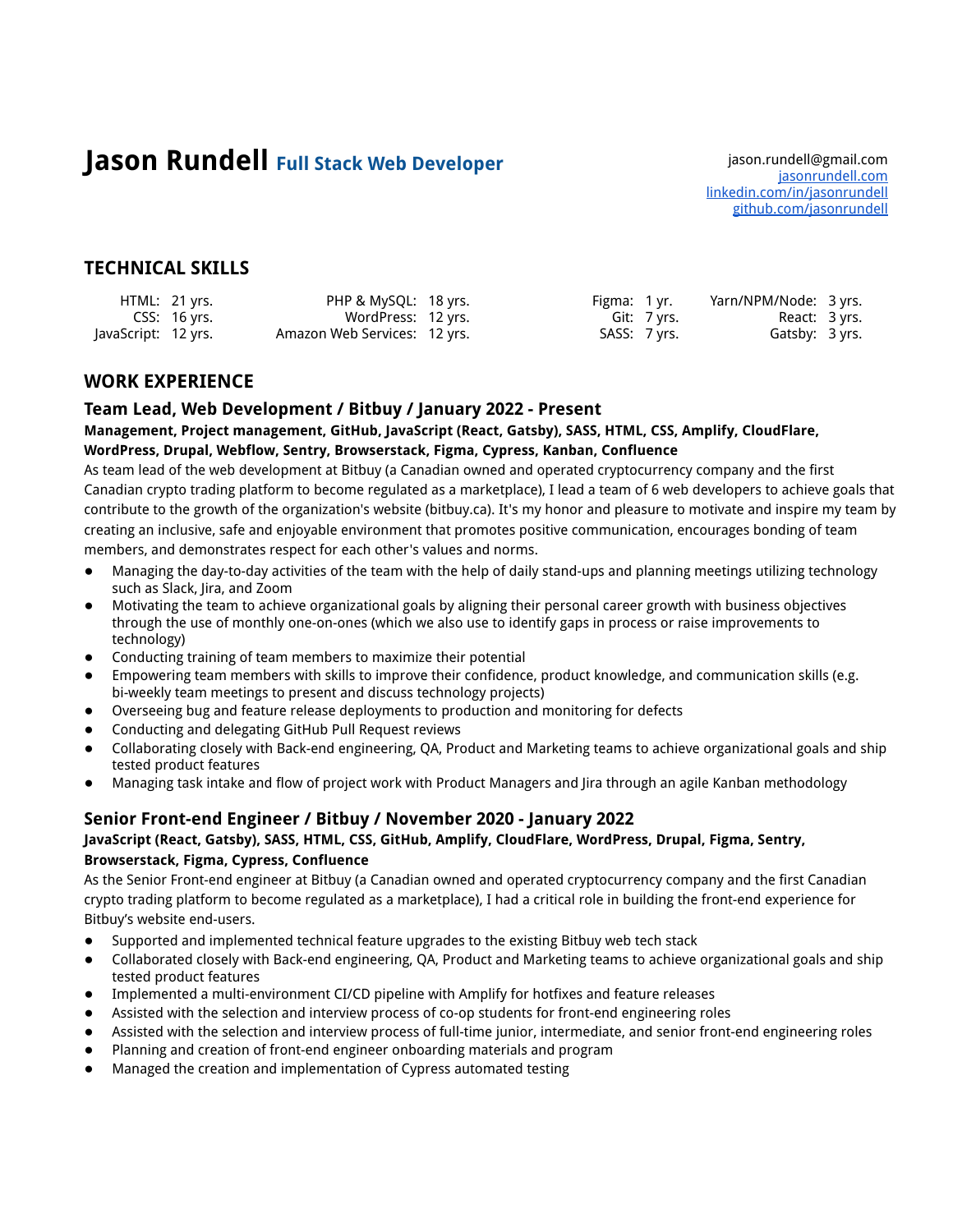# Jason Rundell **Full Stack Web Developer**

jason.rundell@gmail.com
[jasonrundell.com](https://jasonrundell.com)
[linkedin.com/in/jasonrundell](https://linkedin.com/in/jasonrundell)
[github.com/jasonrundell](https://github.com/jasonrundell)

## TECHNICAL SKILLS

| Skill | Years | Skill | Years | Skill | Years | Skill | Years |
|---|---|---|---|---|---|---|---|
| HTML: | 21 yrs. | PHP & MySQL: | 18 yrs. | Figma: | 1 yr. | Yarn/NPM/Node: | 3 yrs. |
| CSS: | 16 yrs. | WordPress: | 12 yrs. | Git: | 7 yrs. | React: | 3 yrs. |
| JavaScript: | 12 yrs. | Amazon Web Services: | 12 yrs. | SASS: | 7 yrs. | Gatsby: | 3 yrs. |

## WORK EXPERIENCE

### Team Lead, Web Development / Bitbuy / January 2022 - Present

**Management, Project management, GitHub, JavaScript (React, Gatsby), SASS, HTML, CSS, Amplify, CloudFlare, WordPress, Drupal, Webflow, Sentry, Browserstack, Figma, Cypress, Kanban, Confluence**

As team lead of the web development at Bitbuy (a Canadian owned and operated cryptocurrency company and the first Canadian crypto trading platform to become regulated as a marketplace), I lead a team of 6 web developers to achieve goals that contribute to the growth of the organization's website (bitbuy.ca). It's my honor and pleasure to motivate and inspire my team by creating an inclusive, safe and enjoyable environment that promotes positive communication, encourages bonding of team members, and demonstrates respect for each other's values and norms.

- Managing the day-to-day activities of the team with the help of daily stand-ups and planning meetings utilizing technology such as Slack, Jira, and Zoom
- Motivating the team to achieve organizational goals by aligning their personal career growth with business objectives through the use of monthly one-on-ones (which we also use to identify gaps in process or raise improvements to technology)
- Conducting training of team members to maximize their potential
- Empowering team members with skills to improve their confidence, product knowledge, and communication skills (e.g. bi-weekly team meetings to present and discuss technology projects)
- Overseeing bug and feature release deployments to production and monitoring for defects
- Conducting and delegating GitHub Pull Request reviews
- Collaborating closely with Back-end engineering, QA, Product and Marketing teams to achieve organizational goals and ship tested product features
- Managing task intake and flow of project work with Product Managers and Jira through an agile Kanban methodology

### Senior Front-end Engineer / Bitbuy / November 2020 - January 2022

**JavaScript (React, Gatsby), SASS, HTML, CSS, GitHub, Amplify, CloudFlare, WordPress, Drupal, Figma, Sentry, Browserstack, Figma, Cypress, Confluence**

As the Senior Front-end engineer at Bitbuy (a Canadian owned and operated cryptocurrency company and the first Canadian crypto trading platform to become regulated as a marketplace), I had a critical role in building the front-end experience for Bitbuy's website end-users.

- Supported and implemented technical feature upgrades to the existing Bitbuy web tech stack
- Collaborated closely with Back-end engineering, QA, Product and Marketing teams to achieve organizational goals and ship tested product features
- Implemented a multi-environment CI/CD pipeline with Amplify for hotfixes and feature releases
- Assisted with the selection and interview process of co-op students for front-end engineering roles
- Assisted with the selection and interview process of full-time junior, intermediate, and senior front-end engineering roles
- Planning and creation of front-end engineer onboarding materials and program
- Managed the creation and implementation of Cypress automated testing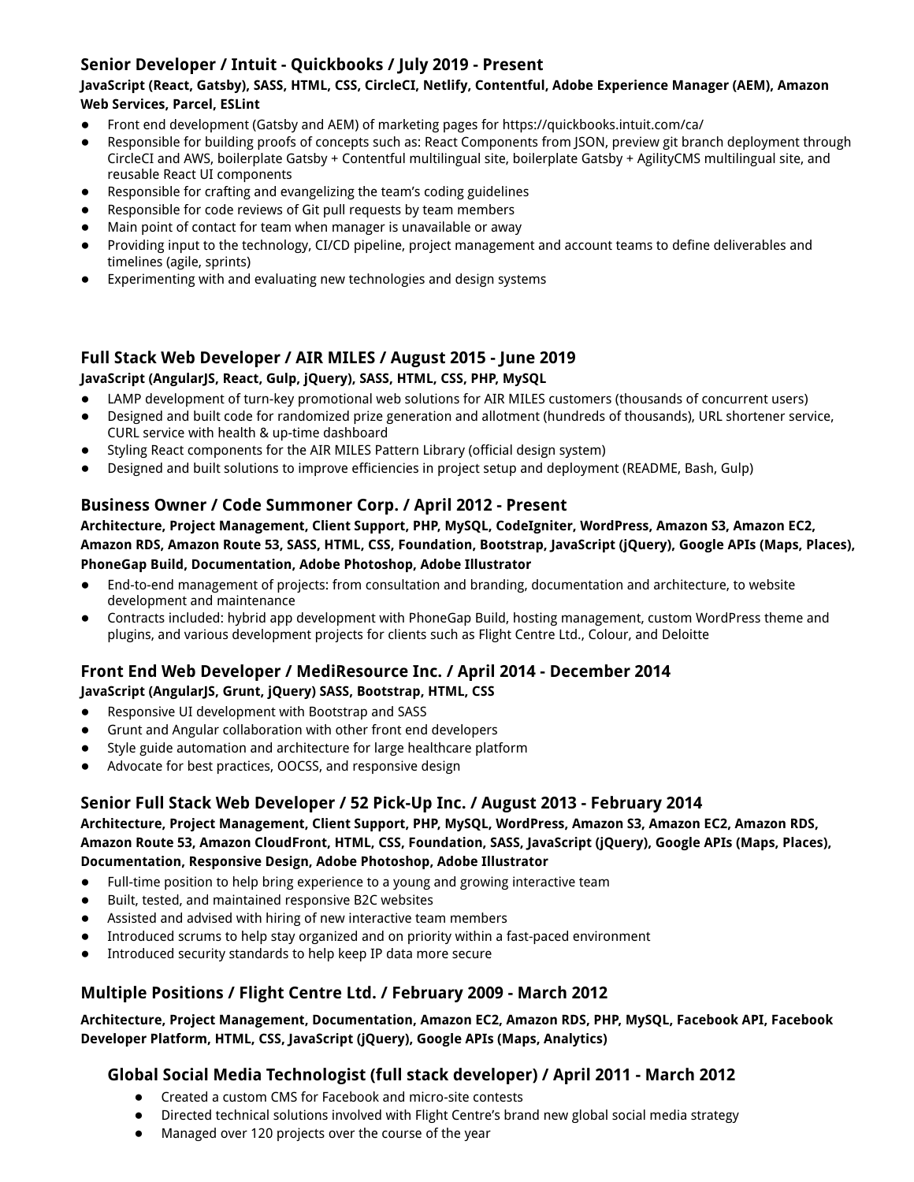### Senior Developer / Intuit - Quickbooks / July 2019 - Present

**JavaScript (React, Gatsby), SASS, HTML, CSS, CircleCI, Netlify, Contentful, Adobe Experience Manager (AEM), Amazon Web Services, Parcel, ESLint**

- Front end development (Gatsby and AEM) of marketing pages for https://quickbooks.intuit.com/ca/
- Responsible for building proofs of concepts such as: React Components from JSON, preview git branch deployment through CircleCI and AWS, boilerplate Gatsby + Contentful multilingual site, boilerplate Gatsby + AgilityCMS multilingual site, and reusable React UI components
- Responsible for crafting and evangelizing the team's coding guidelines
- Responsible for code reviews of Git pull requests by team members
- Main point of contact for team when manager is unavailable or away
- Providing input to the technology, CI/CD pipeline, project management and account teams to define deliverables and timelines (agile, sprints)
- Experimenting with and evaluating new technologies and design systems

### Full Stack Web Developer / AIR MILES / August 2015 - June 2019

**JavaScript (AngularJS, React, Gulp, jQuery), SASS, HTML, CSS, PHP, MySQL**

- LAMP development of turn-key promotional web solutions for AIR MILES customers (thousands of concurrent users)
- Designed and built code for randomized prize generation and allotment (hundreds of thousands), URL shortener service, CURL service with health & up-time dashboard
- Styling React components for the AIR MILES Pattern Library (official design system)
- Designed and built solutions to improve efficiencies in project setup and deployment (README, Bash, Gulp)

### Business Owner / Code Summoner Corp. / April 2012 - Present

**Architecture, Project Management, Client Support, PHP, MySQL, CodeIgniter, WordPress, Amazon S3, Amazon EC2, Amazon RDS, Amazon Route 53, SASS, HTML, CSS, Foundation, Bootstrap, JavaScript (jQuery), Google APIs (Maps, Places), PhoneGap Build, Documentation, Adobe Photoshop, Adobe Illustrator**

- End-to-end management of projects: from consultation and branding, documentation and architecture, to website development and maintenance
- Contracts included: hybrid app development with PhoneGap Build, hosting management, custom WordPress theme and plugins, and various development projects for clients such as Flight Centre Ltd., Colour, and Deloitte

### Front End Web Developer / MediResource Inc. / April 2014 - December 2014

**JavaScript (AngularJS, Grunt, jQuery) SASS, Bootstrap, HTML, CSS**

- Responsive UI development with Bootstrap and SASS
- Grunt and Angular collaboration with other front end developers
- Style guide automation and architecture for large healthcare platform
- Advocate for best practices, OOCSS, and responsive design

### Senior Full Stack Web Developer / 52 Pick-Up Inc. / August 2013 - February 2014

**Architecture, Project Management, Client Support, PHP, MySQL, WordPress, Amazon S3, Amazon EC2, Amazon RDS, Amazon Route 53, Amazon CloudFront, HTML, CSS, Foundation, SASS, JavaScript (jQuery), Google APIs (Maps, Places), Documentation, Responsive Design, Adobe Photoshop, Adobe Illustrator**

- Full-time position to help bring experience to a young and growing interactive team
- Built, tested, and maintained responsive B2C websites
- Assisted and advised with hiring of new interactive team members
- Introduced scrums to help stay organized and on priority within a fast-paced environment
- Introduced security standards to help keep IP data more secure

### Multiple Positions / Flight Centre Ltd. / February 2009 - March 2012

**Architecture, Project Management, Documentation, Amazon EC2, Amazon RDS, PHP, MySQL, Facebook API, Facebook Developer Platform, HTML, CSS, JavaScript (jQuery), Google APIs (Maps, Analytics)**

#### Global Social Media Technologist (full stack developer) / April 2011 - March 2012

- Created a custom CMS for Facebook and micro-site contests
- Directed technical solutions involved with Flight Centre's brand new global social media strategy
- Managed over 120 projects over the course of the year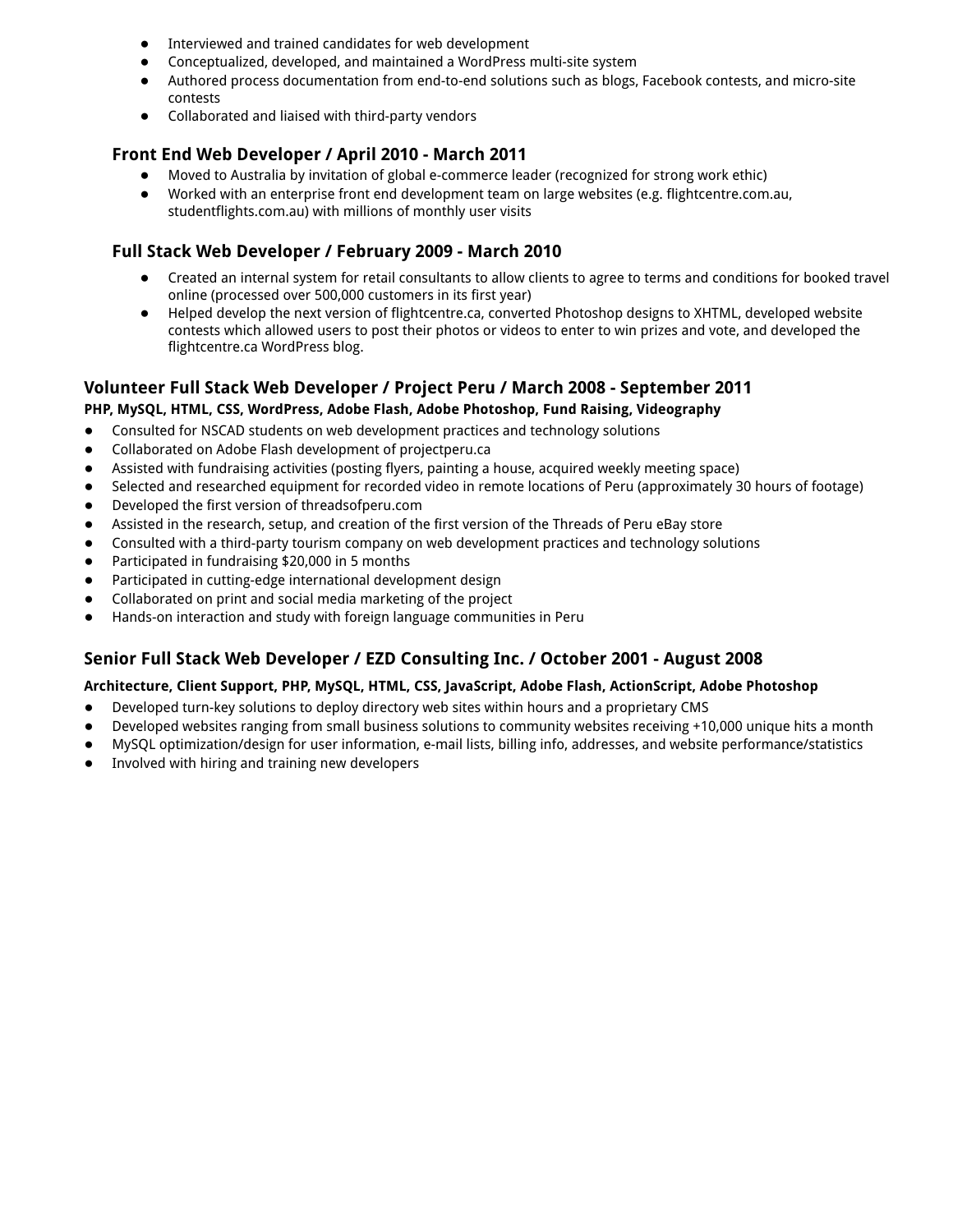- Interviewed and trained candidates for web development
- Conceptualized, developed, and maintained a WordPress multi-site system
- Authored process documentation from end-to-end solutions such as blogs, Facebook contests, and micro-site contests
- Collaborated and liaised with third-party vendors

### Front End Web Developer / April 2010 - March 2011

- Moved to Australia by invitation of global e-commerce leader (recognized for strong work ethic)
- Worked with an enterprise front end development team on large websites (e.g. flightcentre.com.au, studentflights.com.au) with millions of monthly user visits

### Full Stack Web Developer / February 2009 - March 2010

- Created an internal system for retail consultants to allow clients to agree to terms and conditions for booked travel online (processed over 500,000 customers in its first year)
- Helped develop the next version of flightcentre.ca, converted Photoshop designs to XHTML, developed website contests which allowed users to post their photos or videos to enter to win prizes and vote, and developed the flightcentre.ca WordPress blog.

## Volunteer Full Stack Web Developer / Project Peru / March 2008 - September 2011

**PHP, MySQL, HTML, CSS, WordPress, Adobe Flash, Adobe Photoshop, Fund Raising, Videography**

- Consulted for NSCAD students on web development practices and technology solutions
- Collaborated on Adobe Flash development of projectperu.ca
- Assisted with fundraising activities (posting flyers, painting a house, acquired weekly meeting space)
- Selected and researched equipment for recorded video in remote locations of Peru (approximately 30 hours of footage)
- Developed the first version of threadsofperu.com
- Assisted in the research, setup, and creation of the first version of the Threads of Peru eBay store
- Consulted with a third-party tourism company on web development practices and technology solutions
- Participated in fundraising $20,000 in 5 months
- Participated in cutting-edge international development design
- Collaborated on print and social media marketing of the project
- Hands-on interaction and study with foreign language communities in Peru

## Senior Full Stack Web Developer / EZD Consulting Inc. / October 2001 - August 2008

**Architecture, Client Support, PHP, MySQL, HTML, CSS, JavaScript, Adobe Flash, ActionScript, Adobe Photoshop**

- Developed turn-key solutions to deploy directory web sites within hours and a proprietary CMS
- Developed websites ranging from small business solutions to community websites receiving +10,000 unique hits a month
- MySQL optimization/design for user information, e-mail lists, billing info, addresses, and website performance/statistics
- Involved with hiring and training new developers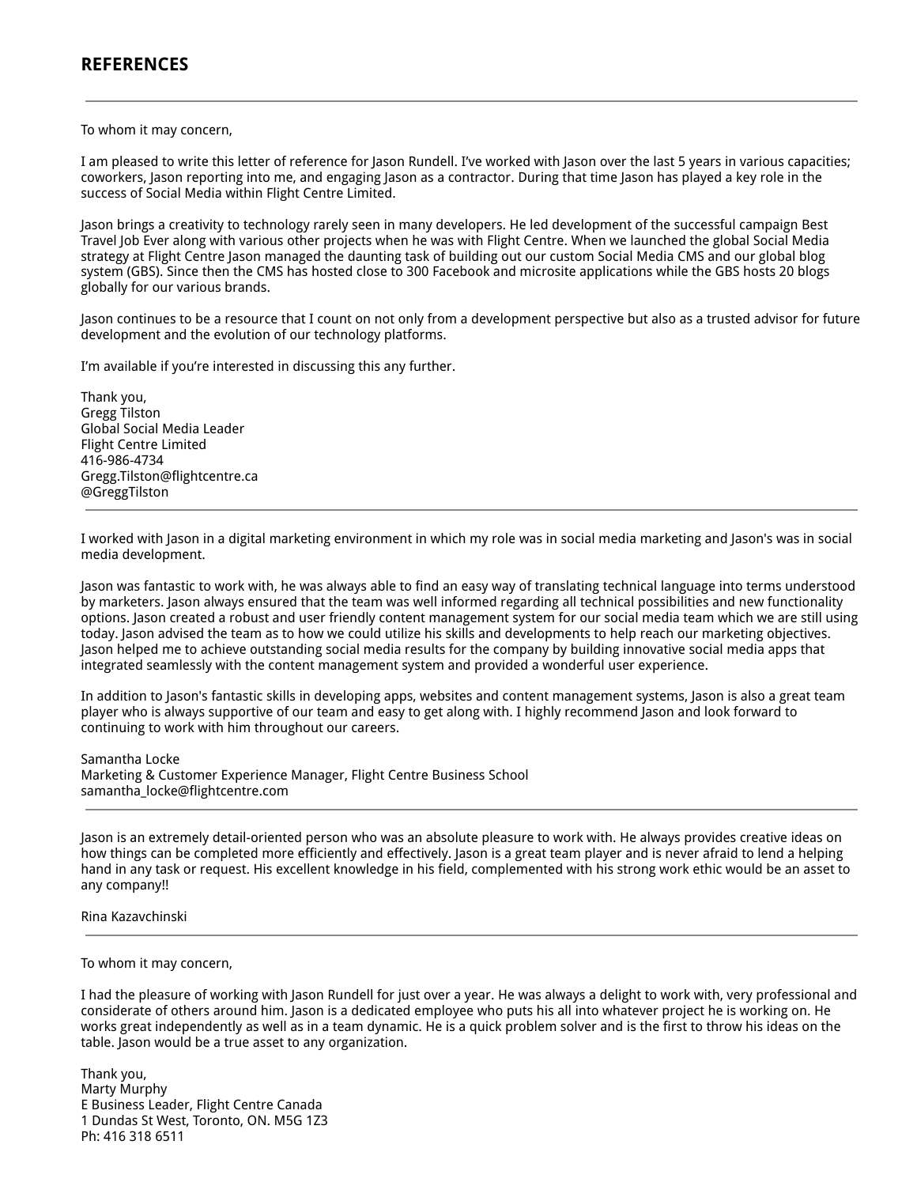## REFERENCES

---

To whom it may concern,

I am pleased to write this letter of reference for Jason Rundell. I've worked with Jason over the last 5 years in various capacities; coworkers, Jason reporting into me, and engaging Jason as a contractor. During that time Jason has played a key role in the success of Social Media within Flight Centre Limited.

Jason brings a creativity to technology rarely seen in many developers. He led development of the successful campaign Best Travel Job Ever along with various other projects when he was with Flight Centre. When we launched the global Social Media strategy at Flight Centre Jason managed the daunting task of building out our custom Social Media CMS and our global blog system (GBS). Since then the CMS has hosted close to 300 Facebook and microsite applications while the GBS hosts 20 blogs globally for our various brands.

Jason continues to be a resource that I count on not only from a development perspective but also as a trusted advisor for future development and the evolution of our technology platforms.

I'm available if you're interested in discussing this any further.

Thank you,
Gregg Tilston
Global Social Media Leader
Flight Centre Limited
416-986-4734
Gregg.Tilston@flightcentre.ca
@GreggTilston

---

I worked with Jason in a digital marketing environment in which my role was in social media marketing and Jason's was in social media development.

Jason was fantastic to work with, he was always able to find an easy way of translating technical language into terms understood by marketers. Jason always ensured that the team was well informed regarding all technical possibilities and new functionality options. Jason created a robust and user friendly content management system for our social media team which we are still using today. Jason advised the team as to how we could utilize his skills and developments to help reach our marketing objectives. Jason helped me to achieve outstanding social media results for the company by building innovative social media apps that integrated seamlessly with the content management system and provided a wonderful user experience.

In addition to Jason's fantastic skills in developing apps, websites and content management systems, Jason is also a great team player who is always supportive of our team and easy to get along with. I highly recommend Jason and look forward to continuing to work with him throughout our careers.

Samantha Locke
Marketing & Customer Experience Manager, Flight Centre Business School
samantha_locke@flightcentre.com

---

Jason is an extremely detail-oriented person who was an absolute pleasure to work with. He always provides creative ideas on how things can be completed more efficiently and effectively. Jason is a great team player and is never afraid to lend a helping hand in any task or request. His excellent knowledge in his field, complemented with his strong work ethic would be an asset to any company!!

Rina Kazavchinski

---

To whom it may concern,

I had the pleasure of working with Jason Rundell for just over a year. He was always a delight to work with, very professional and considerate of others around him. Jason is a dedicated employee who puts his all into whatever project he is working on. He works great independently as well as in a team dynamic. He is a quick problem solver and is the first to throw his ideas on the table. Jason would be a true asset to any organization.

Thank you,
Marty Murphy
E Business Leader, Flight Centre Canada
1 Dundas St West, Toronto, ON. M5G 1Z3
Ph: 416 318 6511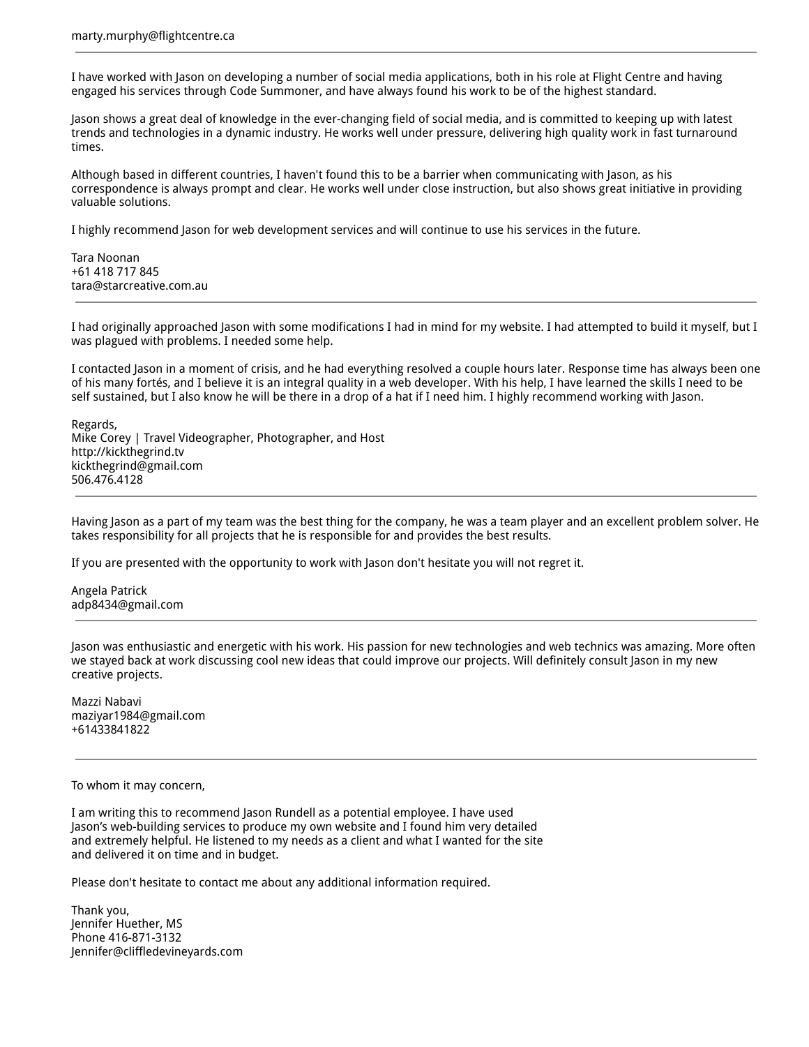marty.murphy@flightcentre.ca

---

I have worked with Jason on developing a number of social media applications, both in his role at Flight Centre and having engaged his services through Code Summoner, and have always found his work to be of the highest standard.

Jason shows a great deal of knowledge in the ever-changing field of social media, and is committed to keeping up with latest trends and technologies in a dynamic industry. He works well under pressure, delivering high quality work in fast turnaround times.

Although based in different countries, I haven't found this to be a barrier when communicating with Jason, as his correspondence is always prompt and clear. He works well under close instruction, but also shows great initiative in providing valuable solutions.

I highly recommend Jason for web development services and will continue to use his services in the future.

Tara Noonan
+61 418 717 845
tara@starcreative.com.au

---

I had originally approached Jason with some modifications I had in mind for my website. I had attempted to build it myself, but I was plagued with problems. I needed some help.

I contacted Jason in a moment of crisis, and he had everything resolved a couple hours later. Response time has always been one of his many fortés, and I believe it is an integral quality in a web developer. With his help, I have learned the skills I need to be self sustained, but I also know he will be there in a drop of a hat if I need him. I highly recommend working with Jason.

Regards,
Mike Corey | Travel Videographer, Photographer, and Host
http://kickthegrind.tv
kickthegrind@gmail.com
506.476.4128

---

Having Jason as a part of my team was the best thing for the company, he was a team player and an excellent problem solver. He takes responsibility for all projects that he is responsible for and provides the best results.

If you are presented with the opportunity to work with Jason don't hesitate you will not regret it.

Angela Patrick
adp8434@gmail.com

---

Jason was enthusiastic and energetic with his work. His passion for new technologies and web technics was amazing. More often we stayed back at work discussing cool new ideas that could improve our projects. Will definitely consult Jason in my new creative projects.

Mazzi Nabavi
maziyar1984@gmail.com
+61433841822

---

To whom it may concern,

I am writing this to recommend Jason Rundell as a potential employee. I have used Jason's web-building services to produce my own website and I found him very detailed and extremely helpful. He listened to my needs as a client and what I wanted for the site and delivered it on time and in budget.

Please don't hesitate to contact me about any additional information required.

Thank you,
Jennifer Huether, MS
Phone 416-871-3132
Jennifer@cliffledevineyards.com